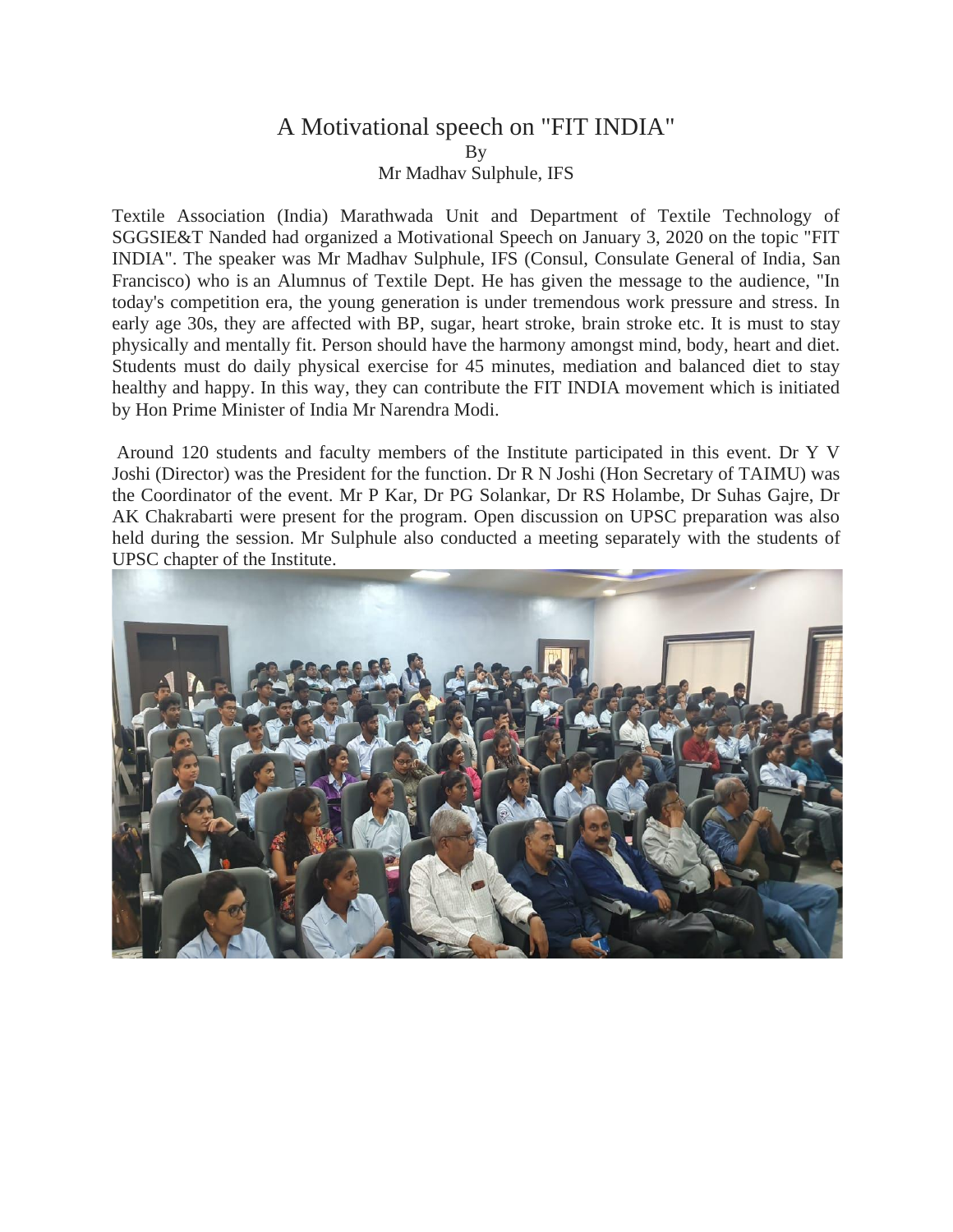# A Motivational speech on "FIT INDIA"

By

Mr Madhav Sulphule, IFS

Textile Association (India) Marathwada Unit and Department of Textile Technology of SGGSIE&T Nanded had organized a Motivational Speech on January 3, 2020 on the topic "FIT INDIA". The speaker was Mr Madhav Sulphule, IFS (Consul, Consulate General of India, San Francisco) who is an Alumnus of Textile Dept. He has given the message to the audience, "In today's competition era, the young generation is under tremendous work pressure and stress. In early age 30s, they are affected with BP, sugar, heart stroke, brain stroke etc. It is must to stay physically and mentally fit. Person should have the harmony amongst mind, body, heart and diet. Students must do daily physical exercise for 45 minutes, mediation and balanced diet to stay healthy and happy. In this way, they can contribute the FIT INDIA movement which is initiated by Hon Prime Minister of India Mr Narendra Modi.

Around 120 students and faculty members of the Institute participated in this event. Dr Y V Joshi (Director) was the President for the function. Dr R N Joshi (Hon Secretary of TAIMU) was the Coordinator of the event. Mr P Kar, Dr PG Solankar, Dr RS Holambe, Dr Suhas Gajre, Dr AK Chakrabarti were present for the program. Open discussion on UPSC preparation was also held during the session. Mr Sulphule also conducted a meeting separately with the students of UPSC chapter of the Institute.